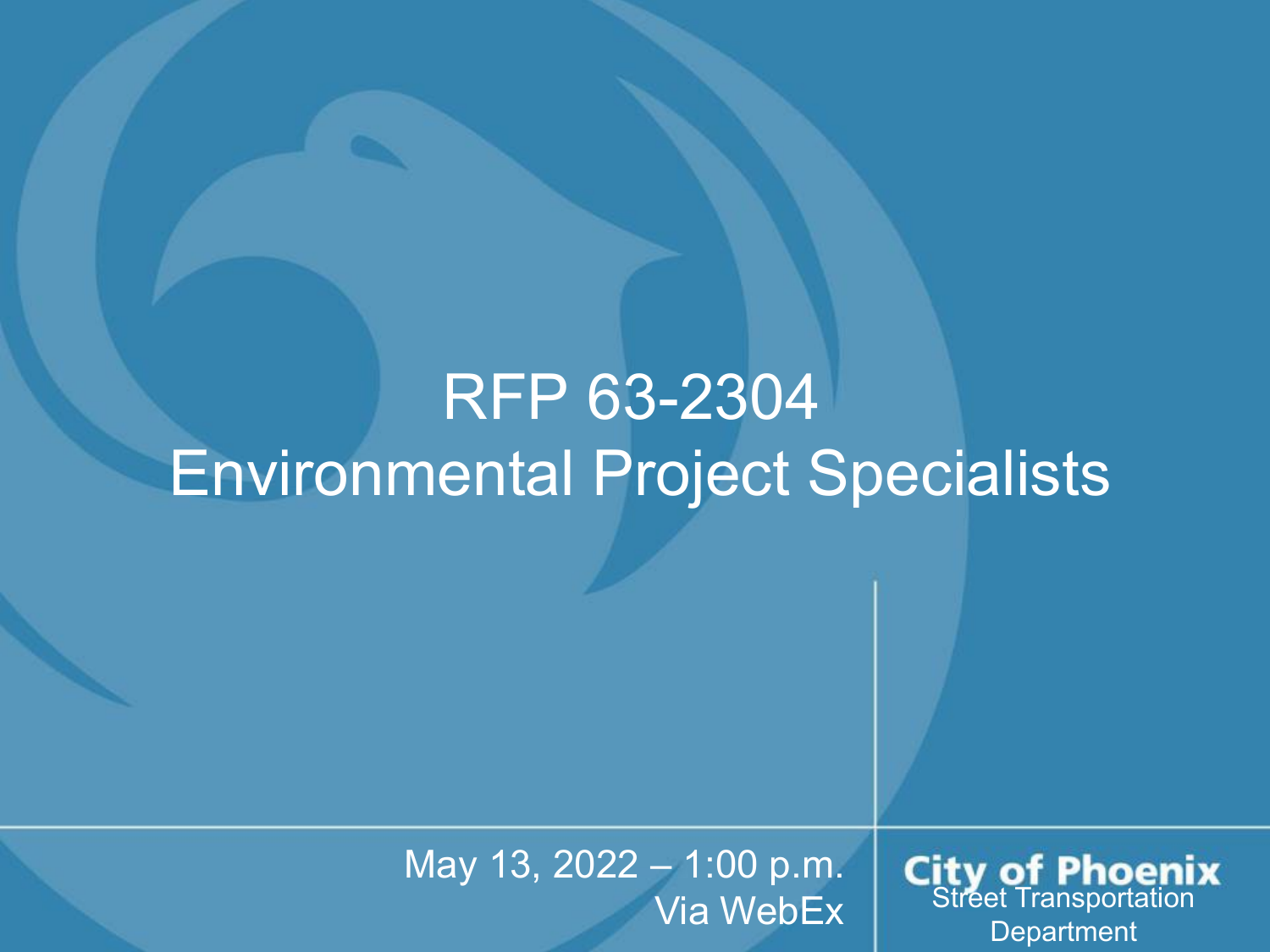# RFP 63-2304
# Environmental Project Specialists

May 13, 2022 – 1:00 p.m.
Via WebEx

City of Phoenix
Street Transportation Department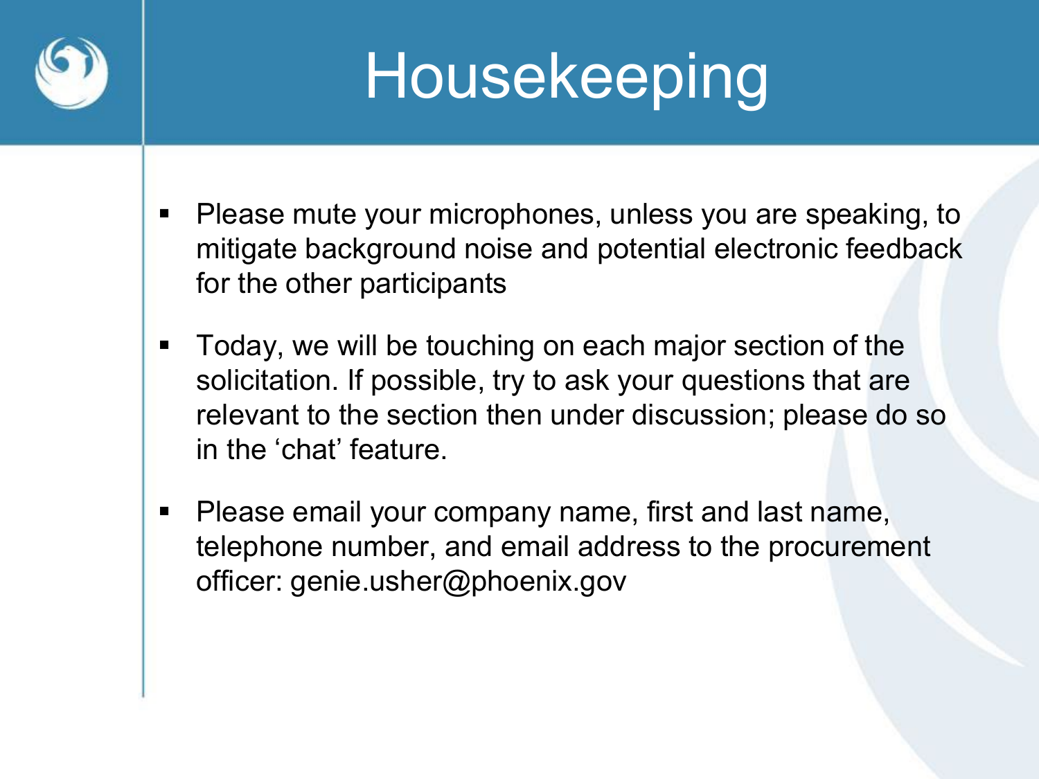# Housekeeping

- Please mute your microphones, unless you are speaking, to mitigate background noise and potential electronic feedback for the other participants
- Today, we will be touching on each major section of the solicitation. If possible, try to ask your questions that are relevant to the section then under discussion; please do so in the ‘chat’ feature.
- Please email your company name, first and last name, telephone number, and email address to the procurement officer: genie.usher@phoenix.gov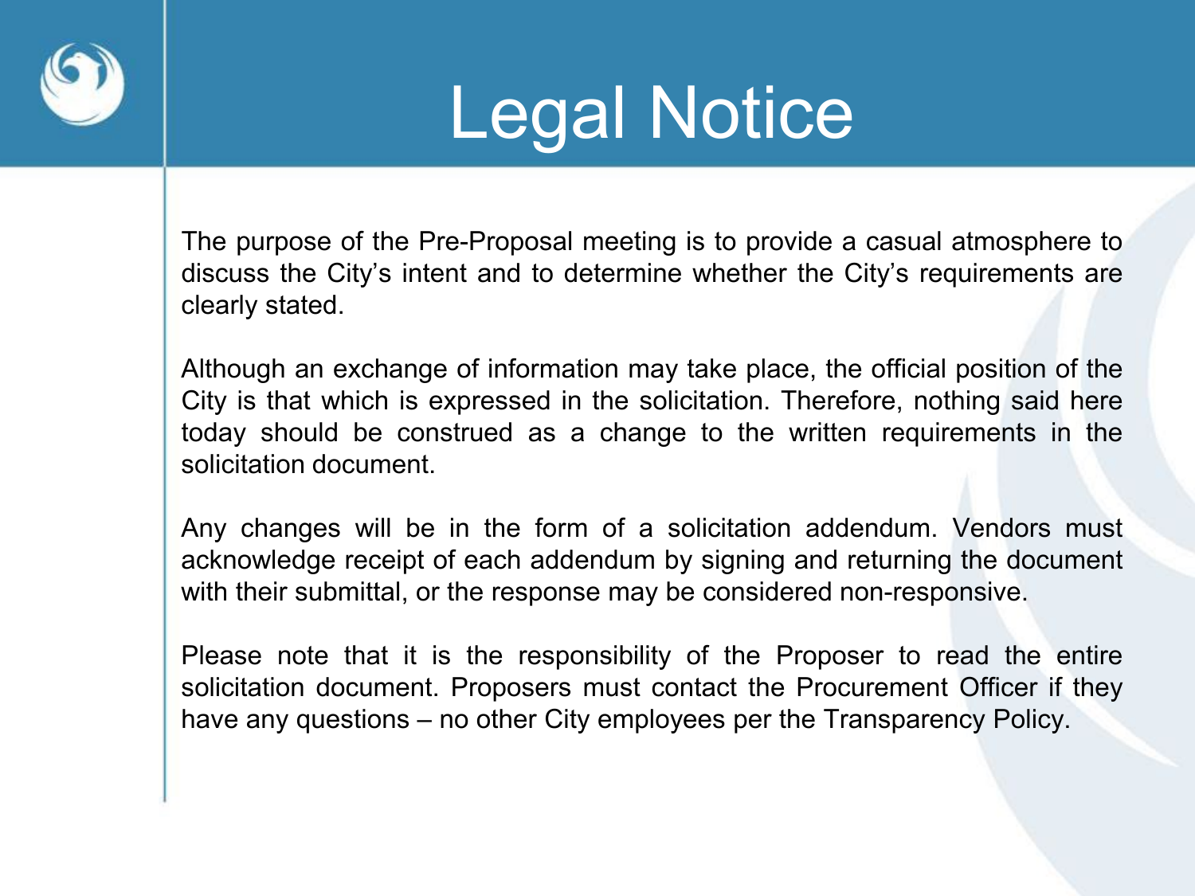# Legal Notice

The purpose of the Pre-Proposal meeting is to provide a casual atmosphere to discuss the City's intent and to determine whether the City's requirements are clearly stated.

Although an exchange of information may take place, the official position of the City is that which is expressed in the solicitation. Therefore, nothing said here today should be construed as a change to the written requirements in the solicitation document.

Any changes will be in the form of a solicitation addendum. Vendors must acknowledge receipt of each addendum by signing and returning the document with their submittal, or the response may be considered non-responsive.

Please note that it is the responsibility of the Proposer to read the entire solicitation document. Proposers must contact the Procurement Officer if they have any questions – no other City employees per the Transparency Policy.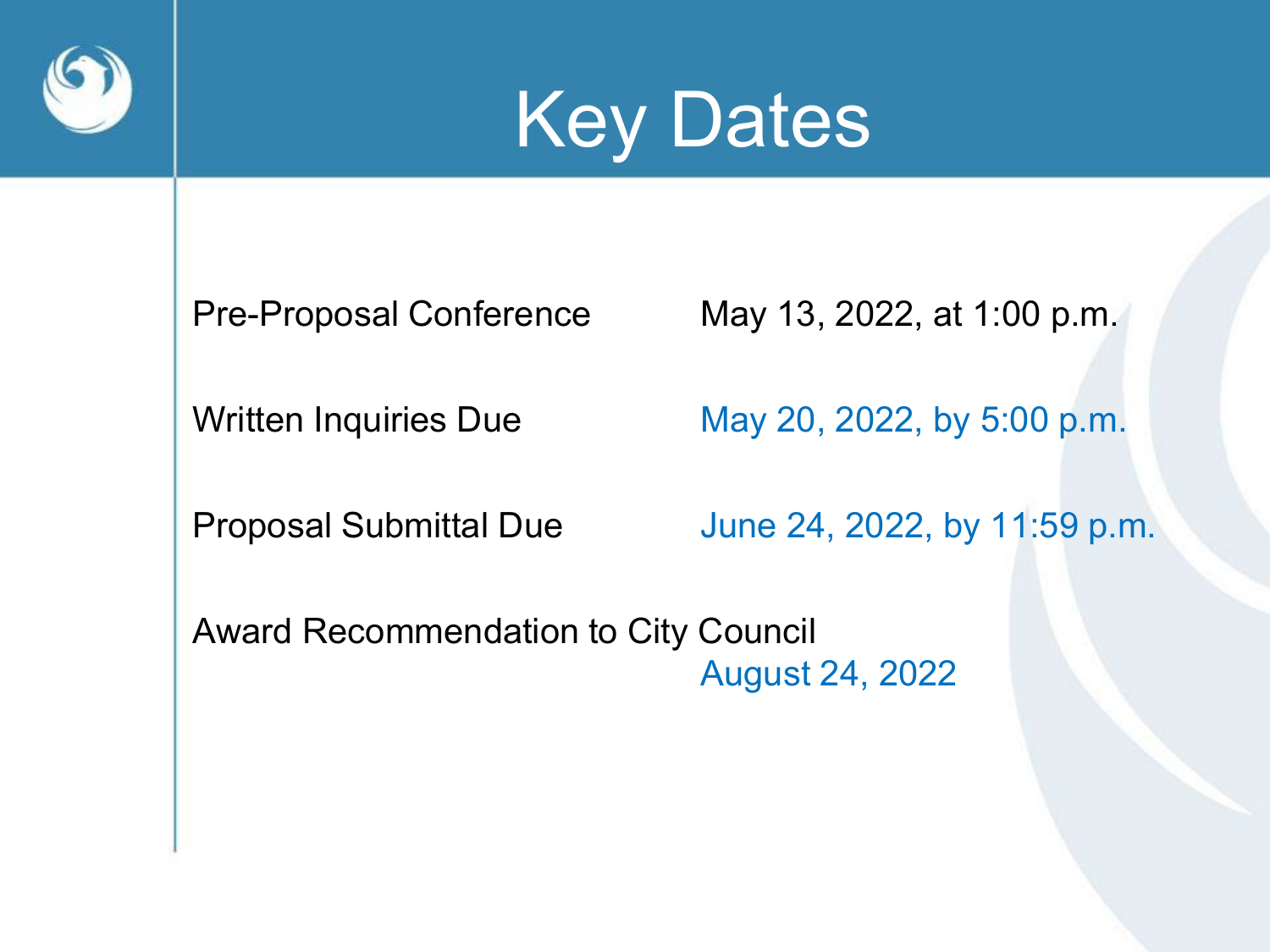# Key Dates

| | |
|---|---|
| Pre-Proposal Conference | May 13, 2022, at 1:00 p.m. |
| Written Inquiries Due | May 20, 2022, by 5:00 p.m. |
| Proposal Submittal Due | June 24, 2022, by 11:59 p.m. |
| Award Recommendation to City Council | August 24, 2022 |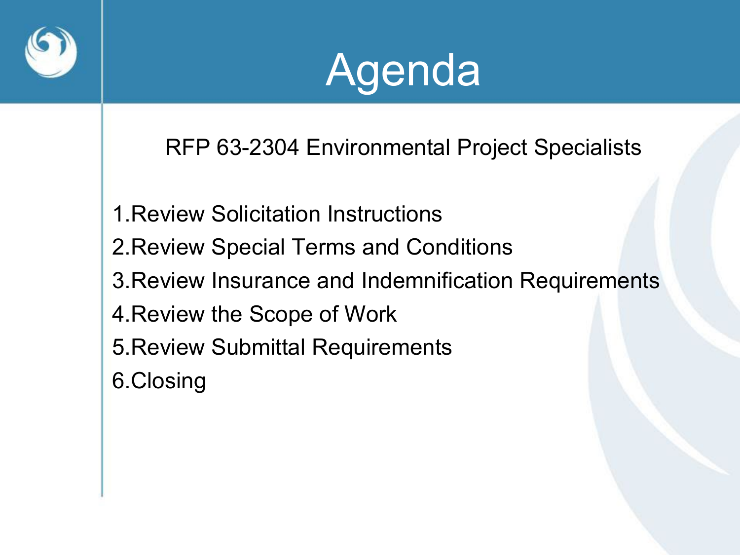# Agenda

RFP 63-2304 Environmental Project Specialists

1. Review Solicitation Instructions
2. Review Special Terms and Conditions
3. Review Insurance and Indemnification Requirements
4. Review the Scope of Work
5. Review Submittal Requirements
6. Closing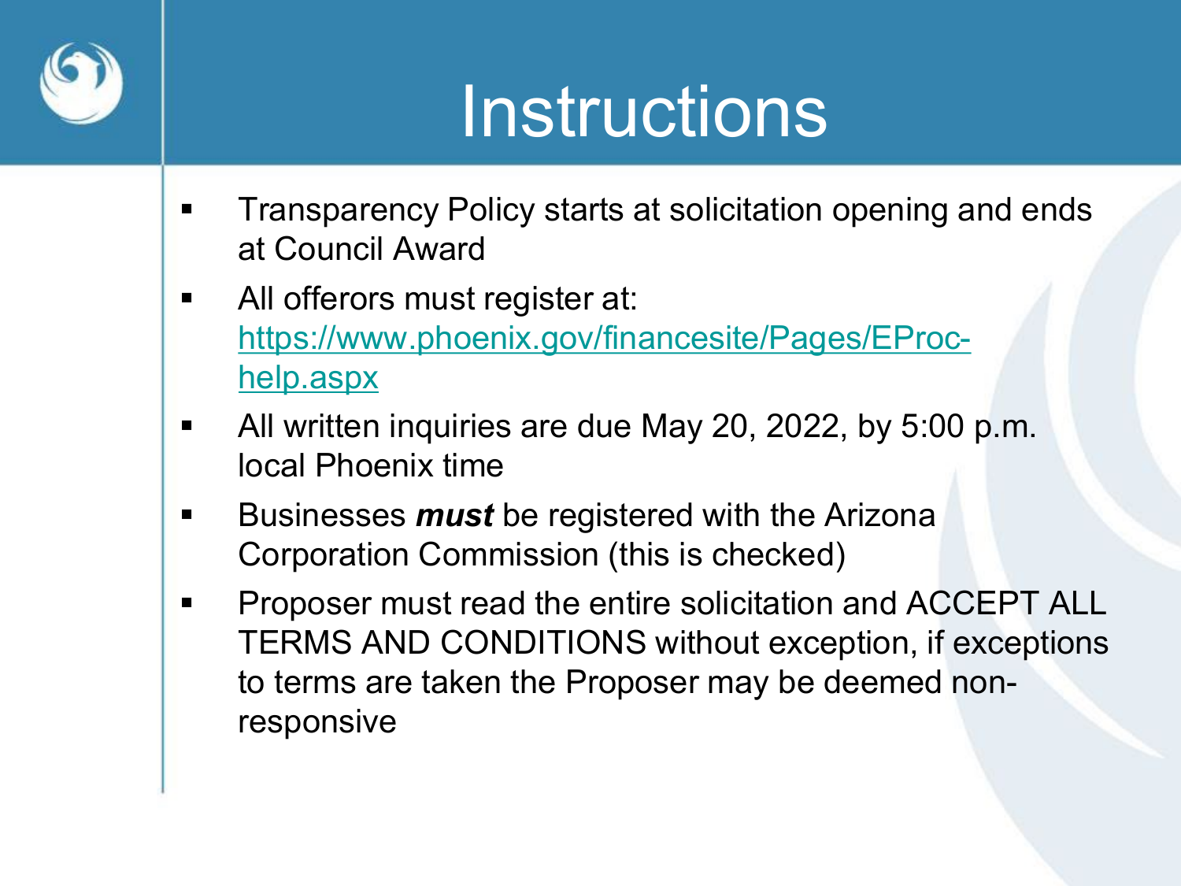# Instructions

- Transparency Policy starts at solicitation opening and ends at Council Award
- All offerors must register at: [https://www.phoenix.gov/financesite/Pages/EProc-help.aspx](https://www.phoenix.gov/financesite/Pages/EProc-help.aspx)
- All written inquiries are due May 20, 2022, by 5:00 p.m. local Phoenix time
- Businesses ***must*** be registered with the Arizona Corporation Commission (this is checked)
- Proposer must read the entire solicitation and ACCEPT ALL TERMS AND CONDITIONS without exception, if exceptions to terms are taken the Proposer may be deemed non-responsive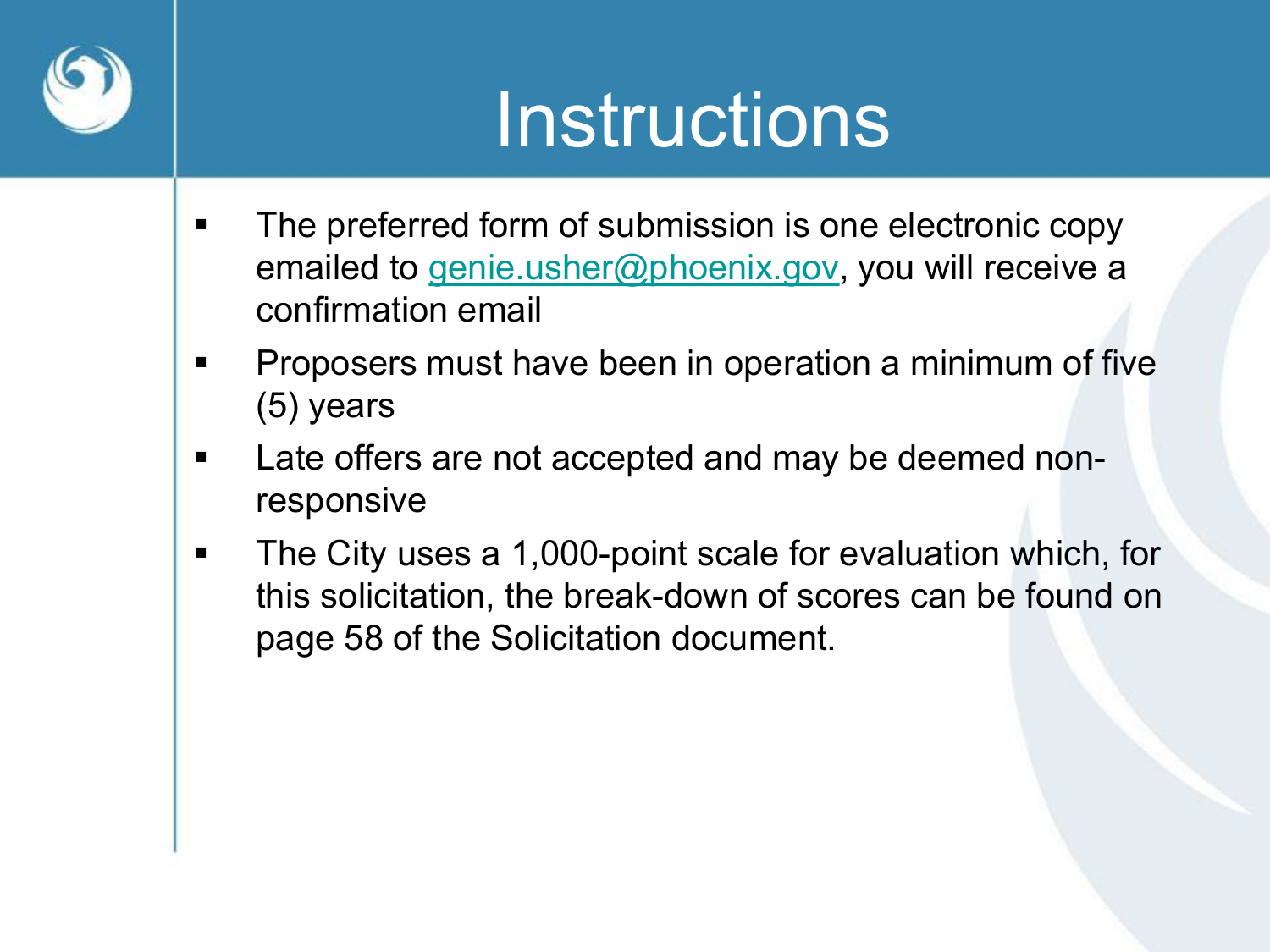# Instructions

- The preferred form of submission is one electronic copy emailed to genie.usher@phoenix.gov, you will receive a confirmation email
- Proposers must have been in operation a minimum of five (5) years
- Late offers are not accepted and may be deemed non-responsive
- The City uses a 1,000-point scale for evaluation which, for this solicitation, the break-down of scores can be found on page 58 of the Solicitation document.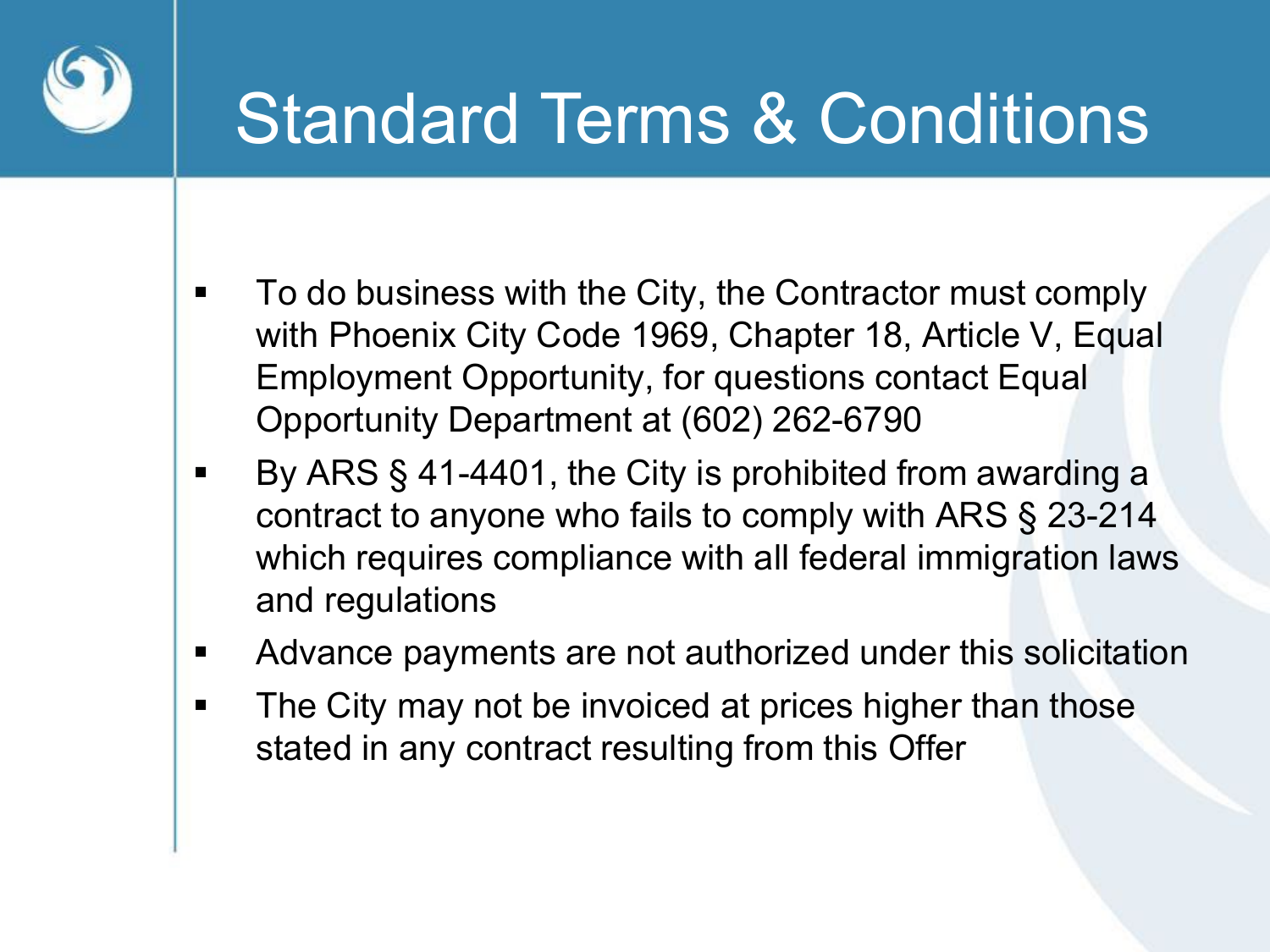# Standard Terms & Conditions

- To do business with the City, the Contractor must comply with Phoenix City Code 1969, Chapter 18, Article V, Equal Employment Opportunity, for questions contact Equal Opportunity Department at (602) 262-6790
- By ARS § 41-4401, the City is prohibited from awarding a contract to anyone who fails to comply with ARS § 23-214 which requires compliance with all federal immigration laws and regulations
- Advance payments are not authorized under this solicitation
- The City may not be invoiced at prices higher than those stated in any contract resulting from this Offer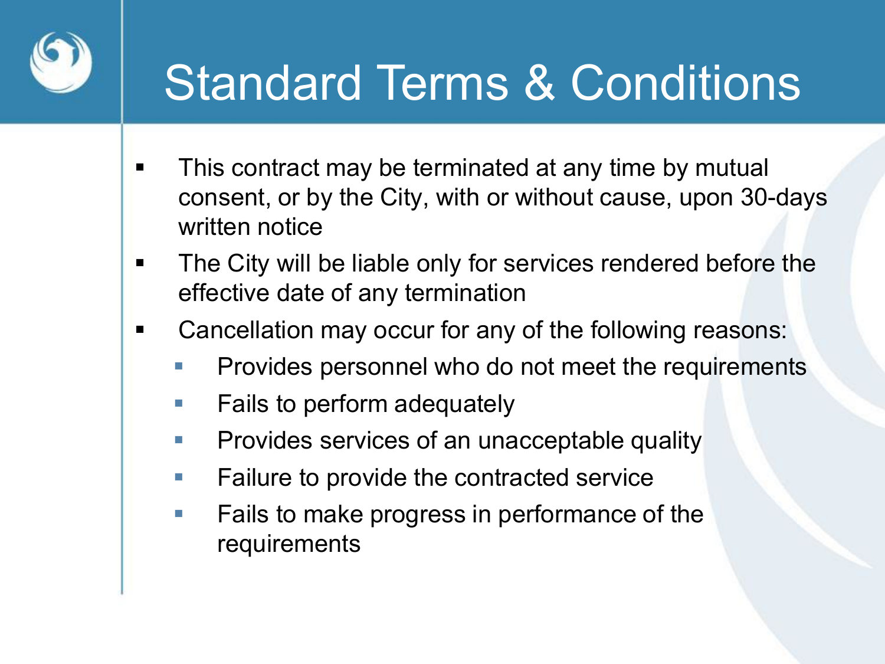# Standard Terms & Conditions

- This contract may be terminated at any time by mutual consent, or by the City, with or without cause, upon 30-days written notice
- The City will be liable only for services rendered before the effective date of any termination
- Cancellation may occur for any of the following reasons:
  - Provides personnel who do not meet the requirements
  - Fails to perform adequately
  - Provides services of an unacceptable quality
  - Failure to provide the contracted service
  - Fails to make progress in performance of the requirements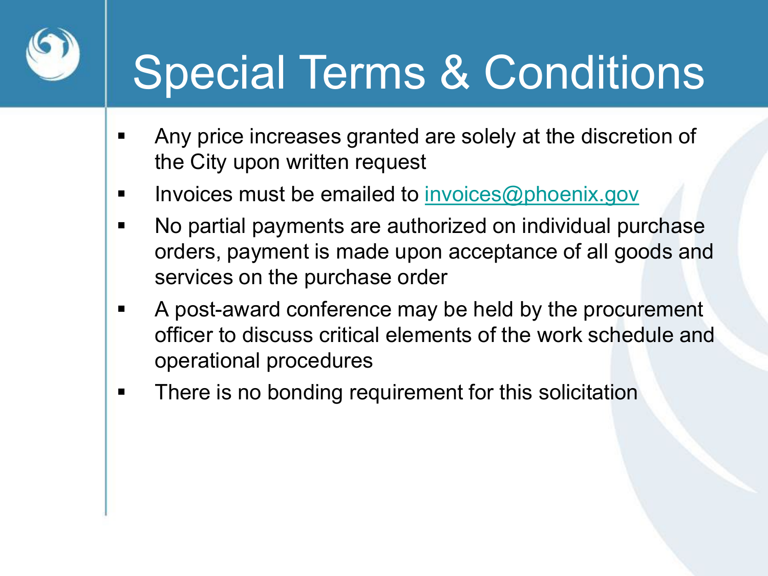# Special Terms & Conditions

- Any price increases granted are solely at the discretion of the City upon written request
- Invoices must be emailed to invoices@phoenix.gov
- No partial payments are authorized on individual purchase orders, payment is made upon acceptance of all goods and services on the purchase order
- A post-award conference may be held by the procurement officer to discuss critical elements of the work schedule and operational procedures
- There is no bonding requirement for this solicitation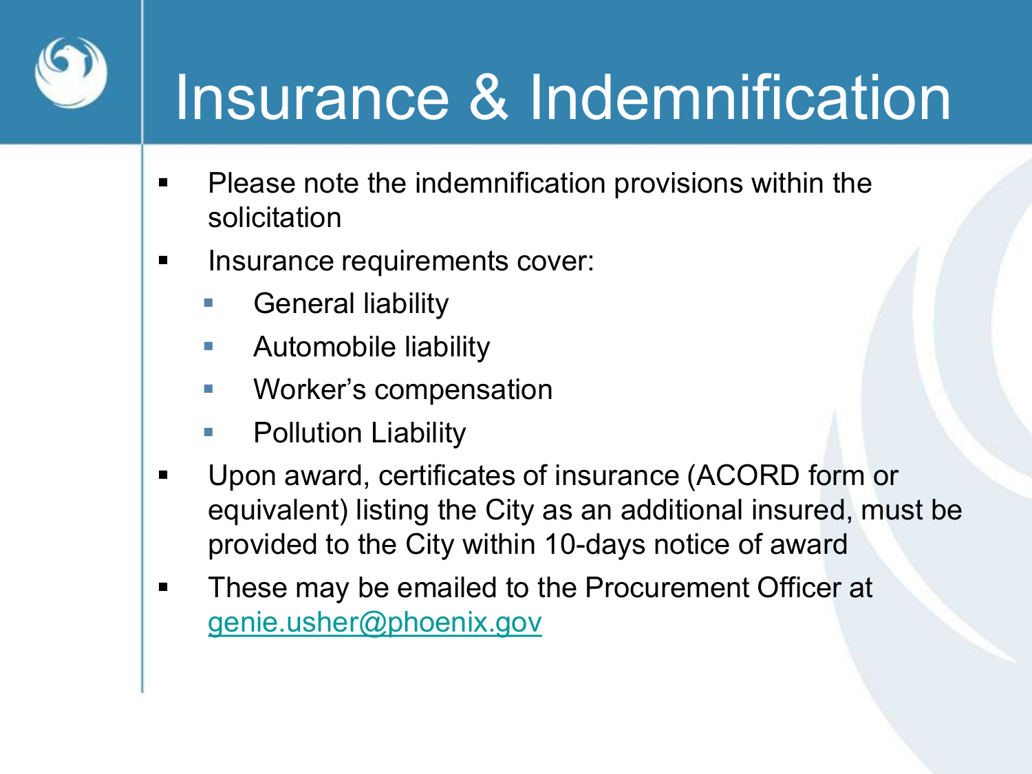# Insurance & Indemnification

- Please note the indemnification provisions within the solicitation
- Insurance requirements cover:
  - General liability
  - Automobile liability
  - Worker's compensation
  - Pollution Liability
- Upon award, certificates of insurance (ACORD form or equivalent) listing the City as an additional insured, must be provided to the City within 10-days notice of award
- These may be emailed to the Procurement Officer at genie.usher@phoenix.gov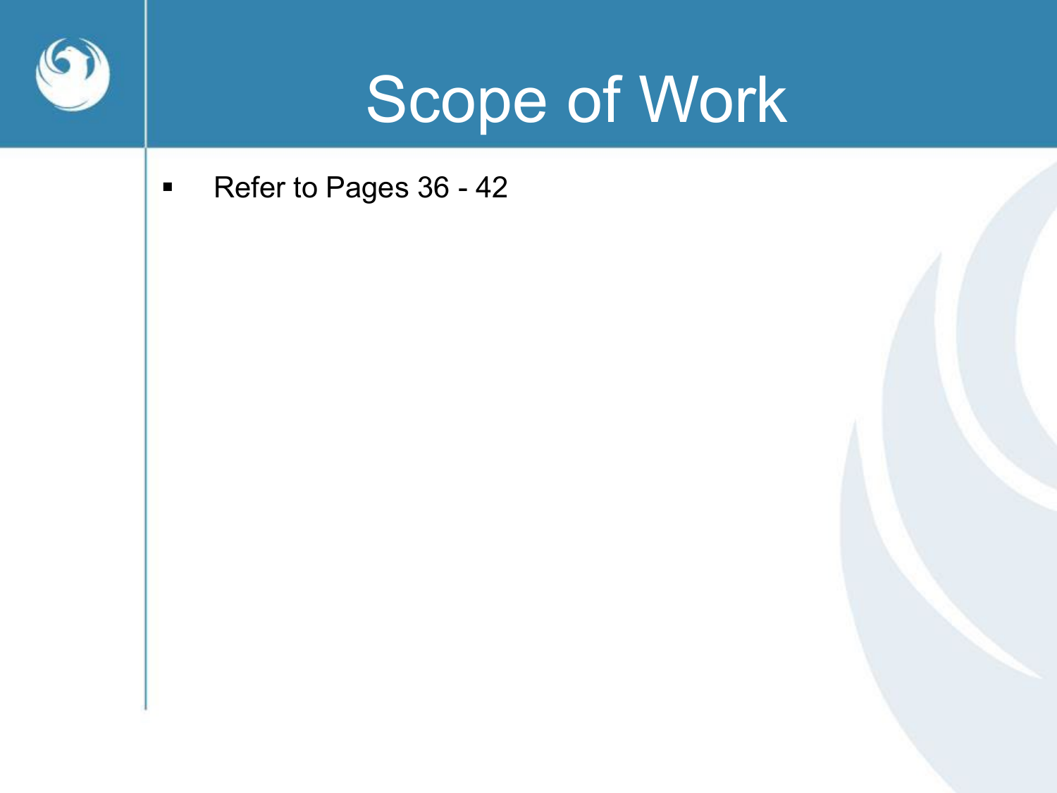# Scope of Work

- Refer to Pages 36 - 42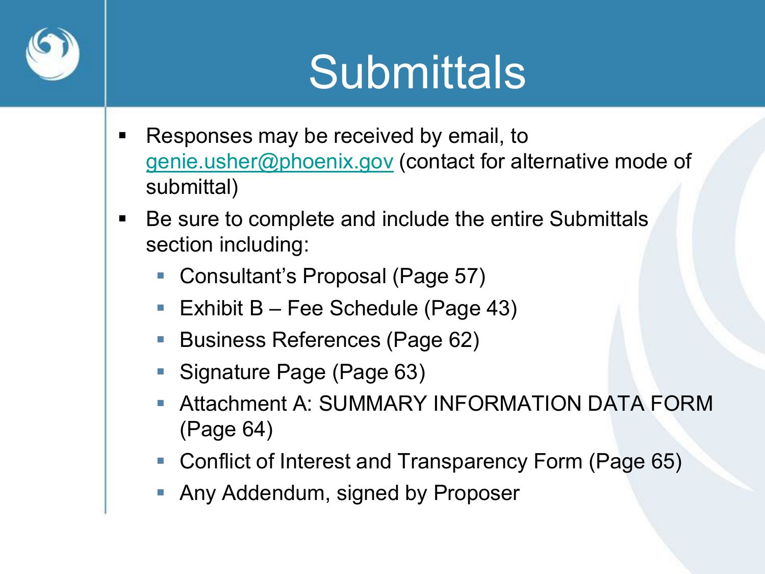# Submittals

- Responses may be received by email, to genie.usher@phoenix.gov (contact for alternative mode of submittal)
- Be sure to complete and include the entire Submittals section including:
  - Consultant’s Proposal (Page 57)
  - Exhibit B – Fee Schedule (Page 43)
  - Business References (Page 62)
  - Signature Page (Page 63)
  - Attachment A: SUMMARY INFORMATION DATA FORM (Page 64)
  - Conflict of Interest and Transparency Form (Page 65)
  - Any Addendum, signed by Proposer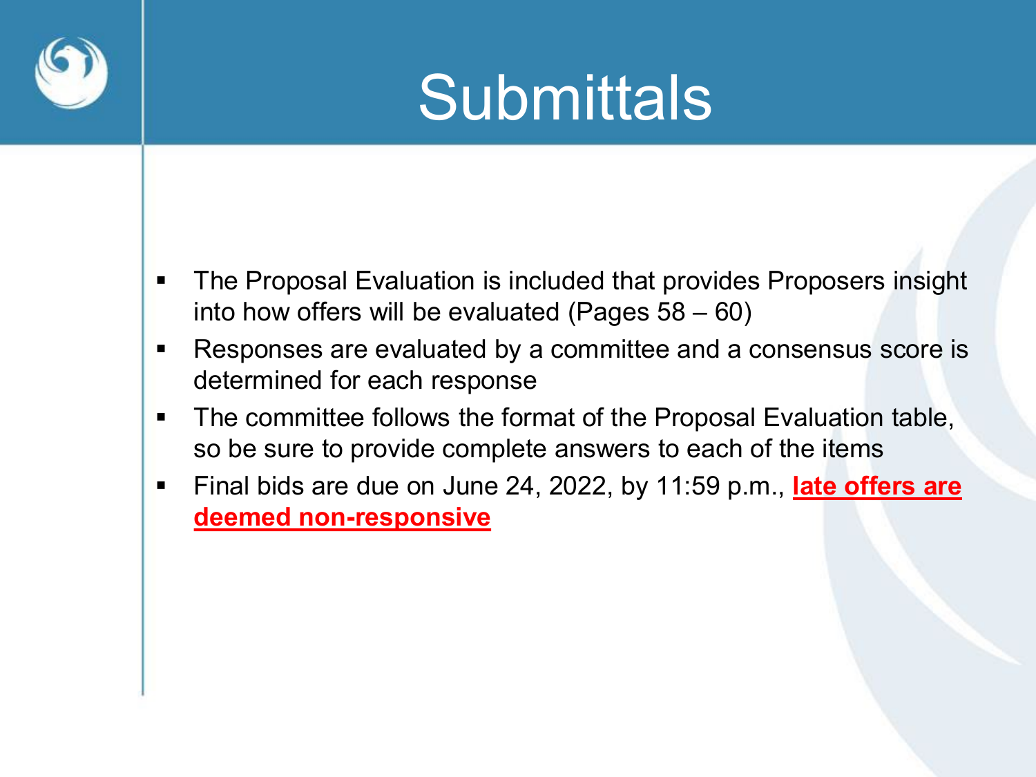# Submittals

- The Proposal Evaluation is included that provides Proposers insight into how offers will be evaluated (Pages 58 – 60)
- Responses are evaluated by a committee and a consensus score is determined for each response
- The committee follows the format of the Proposal Evaluation table, so be sure to provide complete answers to each of the items
- Final bids are due on June 24, 2022, by 11:59 p.m., **late offers are deemed non-responsive**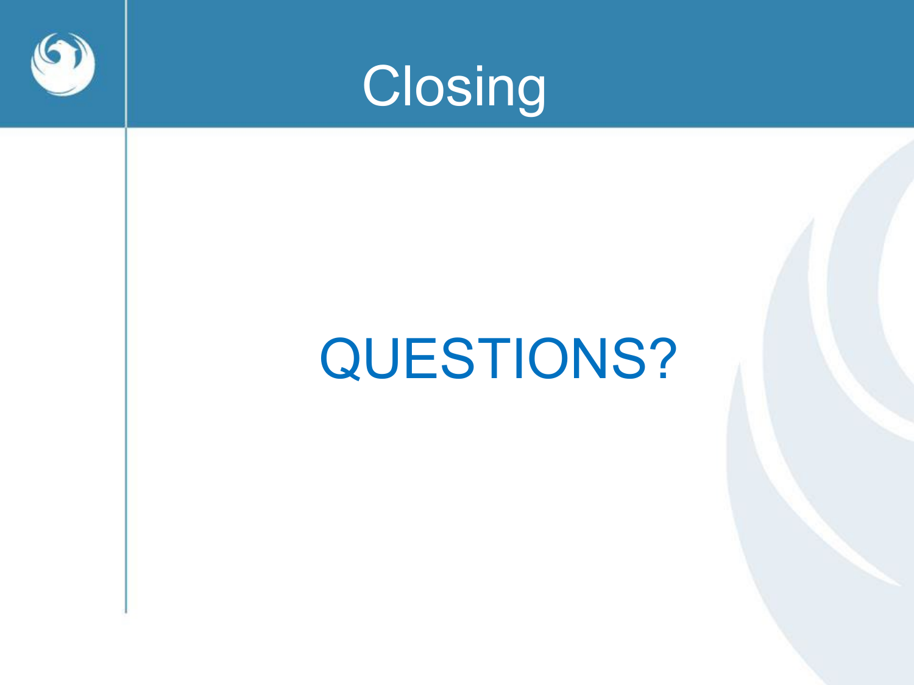# Closing

QUESTIONS?